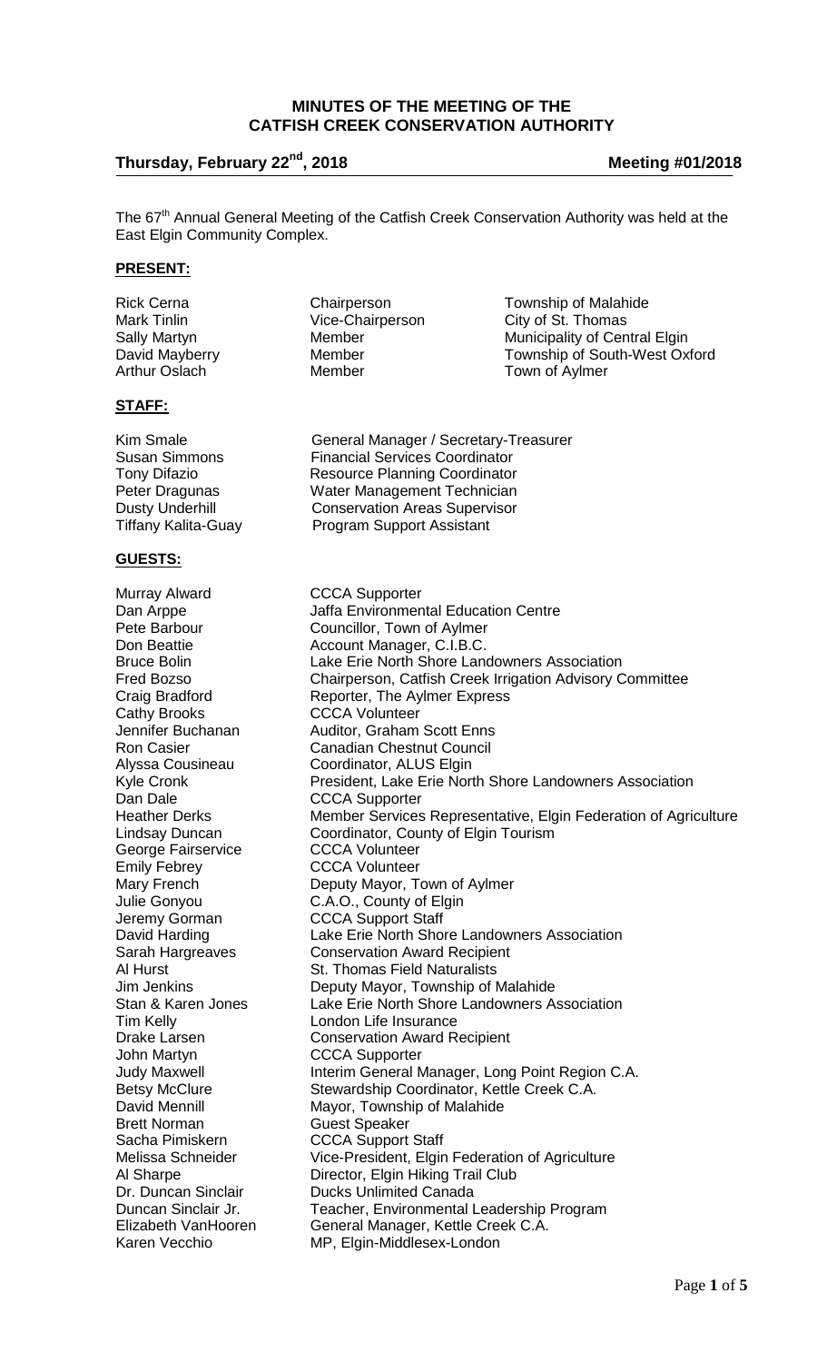# MINUTES OF THE MEETING OF THE CATFISH CREEK CONSERVATION AUTHORITY

**Thursday, February 22nd, 2018** **Meeting #01/2018**

The 67th Annual General Meeting of the Catfish Creek Conservation Authority was held at the East Elgin Community Complex.

## PRESENT:

| | | |
|---|---|---|
| Rick Cerna | Chairperson | Township of Malahide |
| Mark Tinlin | Vice-Chairperson | City of St. Thomas |
| Sally Martyn | Member | Municipality of Central Elgin |
| David Mayberry | Member | Township of South-West Oxford |
| Arthur Oslach | Member | Town of Aylmer |

## STAFF:

| | |
|---|---|
| Kim Smale | General Manager / Secretary-Treasurer |
| Susan Simmons | Financial Services Coordinator |
| Tony Difazio | Resource Planning Coordinator |
| Peter Dragunas | Water Management Technician |
| Dusty Underhill | Conservation Areas Supervisor |
| Tiffany Kalita-Guay | Program Support Assistant |

## GUESTS:

| | |
|---|---|
| Murray Alward | CCCA Supporter |
| Dan Arppe | Jaffa Environmental Education Centre |
| Pete Barbour | Councillor, Town of Aylmer |
| Don Beattie | Account Manager, C.I.B.C. |
| Bruce Bolin | Lake Erie North Shore Landowners Association |
| Fred Bozso | Chairperson, Catfish Creek Irrigation Advisory Committee |
| Craig Bradford | Reporter, The Aylmer Express |
| Cathy Brooks | CCCA Volunteer |
| Jennifer Buchanan | Auditor, Graham Scott Enns |
| Ron Casier | Canadian Chestnut Council |
| Alyssa Cousineau | Coordinator, ALUS Elgin |
| Kyle Cronk | President, Lake Erie North Shore Landowners Association |
| Dan Dale | CCCA Supporter |
| Heather Derks | Member Services Representative, Elgin Federation of Agriculture |
| Lindsay Duncan | Coordinator, County of Elgin Tourism |
| George Fairservice | CCCA Volunteer |
| Emily Febrey | CCCA Volunteer |
| Mary French | Deputy Mayor, Town of Aylmer |
| Julie Gonyou | C.A.O., County of Elgin |
| Jeremy Gorman | CCCA Support Staff |
| David Harding | Lake Erie North Shore Landowners Association |
| Sarah Hargreaves | Conservation Award Recipient |
| Al Hurst | St. Thomas Field Naturalists |
| Jim Jenkins | Deputy Mayor, Township of Malahide |
| Stan & Karen Jones | Lake Erie North Shore Landowners Association |
| Tim Kelly | London Life Insurance |
| Drake Larsen | Conservation Award Recipient |
| John Martyn | CCCA Supporter |
| Judy Maxwell | Interim General Manager, Long Point Region C.A. |
| Betsy McClure | Stewardship Coordinator, Kettle Creek C.A. |
| David Mennill | Mayor, Township of Malahide |
| Brett Norman | Guest Speaker |
| Sacha Pimiskern | CCCA Support Staff |
| Melissa Schneider | Vice-President, Elgin Federation of Agriculture |
| Al Sharpe | Director, Elgin Hiking Trail Club |
| Dr. Duncan Sinclair | Ducks Unlimited Canada |
| Duncan Sinclair Jr. | Teacher, Environmental Leadership Program |
| Elizabeth VanHooren | General Manager, Kettle Creek C.A. |
| Karen Vecchio | MP, Elgin-Middlesex-London |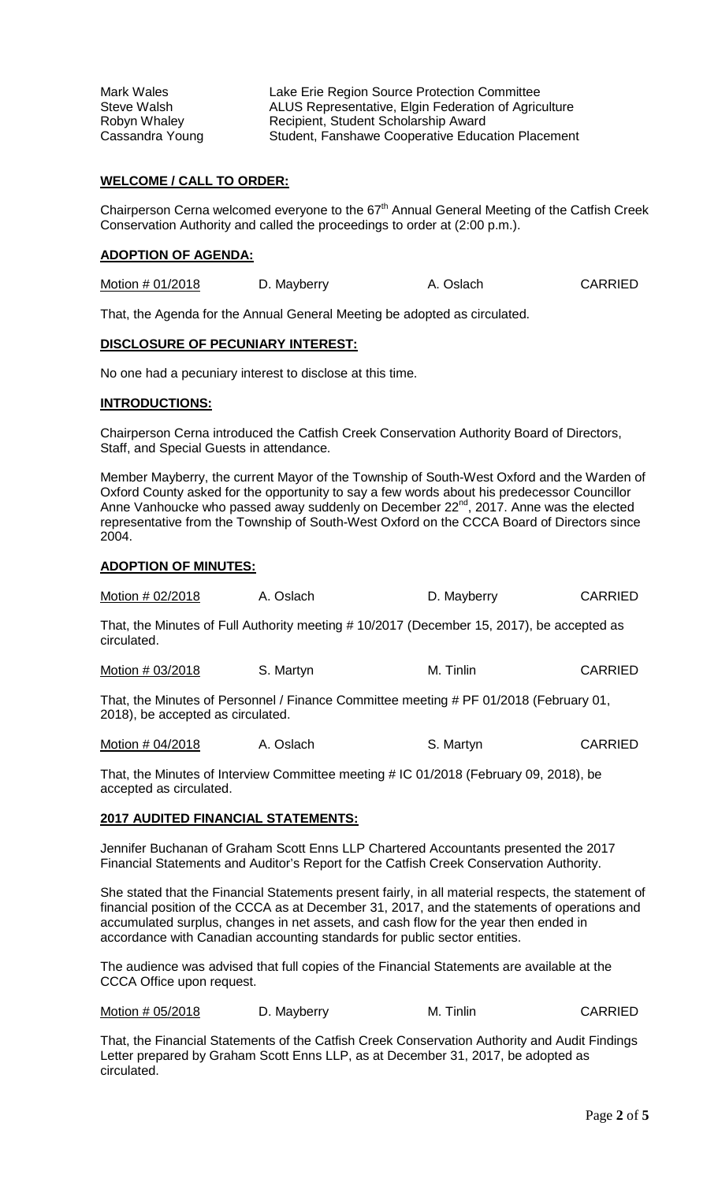| | |
|---|---|
| Mark Wales | Lake Erie Region Source Protection Committee |
| Steve Walsh | ALUS Representative, Elgin Federation of Agriculture |
| Robyn Whaley | Recipient, Student Scholarship Award |
| Cassandra Young | Student, Fanshawe Cooperative Education Placement |

## WELCOME / CALL TO ORDER:

Chairperson Cerna welcomed everyone to the 67th Annual General Meeting of the Catfish Creek Conservation Authority and called the proceedings to order at (2:00 p.m.).

## ADOPTION OF AGENDA:

| | | | |
|---|---|---|---|
| Motion # 01/2018 | D. Mayberry | A. Oslach | CARRIED |

That, the Agenda for the Annual General Meeting be adopted as circulated.

## DISCLOSURE OF PECUNIARY INTEREST:

No one had a pecuniary interest to disclose at this time.

## INTRODUCTIONS:

Chairperson Cerna introduced the Catfish Creek Conservation Authority Board of Directors, Staff, and Special Guests in attendance.

Member Mayberry, the current Mayor of the Township of South-West Oxford and the Warden of Oxford County asked for the opportunity to say a few words about his predecessor Councillor Anne Vanhoucke who passed away suddenly on December 22nd, 2017. Anne was the elected representative from the Township of South-West Oxford on the CCCA Board of Directors since 2004.

## ADOPTION OF MINUTES:

| | | | |
|---|---|---|---|
| Motion # 02/2018 | A. Oslach | D. Mayberry | CARRIED |

That, the Minutes of Full Authority meeting # 10/2017 (December 15, 2017), be accepted as circulated.

| | | | |
|---|---|---|---|
| Motion # 03/2018 | S. Martyn | M. Tinlin | CARRIED |

That, the Minutes of Personnel / Finance Committee meeting # PF 01/2018 (February 01, 2018), be accepted as circulated.

| | | | |
|---|---|---|---|
| Motion # 04/2018 | A. Oslach | S. Martyn | CARRIED |

That, the Minutes of Interview Committee meeting # IC 01/2018 (February 09, 2018), be accepted as circulated.

## 2017 AUDITED FINANCIAL STATEMENTS:

Jennifer Buchanan of Graham Scott Enns LLP Chartered Accountants presented the 2017 Financial Statements and Auditor's Report for the Catfish Creek Conservation Authority.

She stated that the Financial Statements present fairly, in all material respects, the statement of financial position of the CCCA as at December 31, 2017, and the statements of operations and accumulated surplus, changes in net assets, and cash flow for the year then ended in accordance with Canadian accounting standards for public sector entities.

The audience was advised that full copies of the Financial Statements are available at the CCCA Office upon request.

| | | | |
|---|---|---|---|
| Motion # 05/2018 | D. Mayberry | M. Tinlin | CARRIED |

That, the Financial Statements of the Catfish Creek Conservation Authority and Audit Findings Letter prepared by Graham Scott Enns LLP, as at December 31, 2017, be adopted as circulated.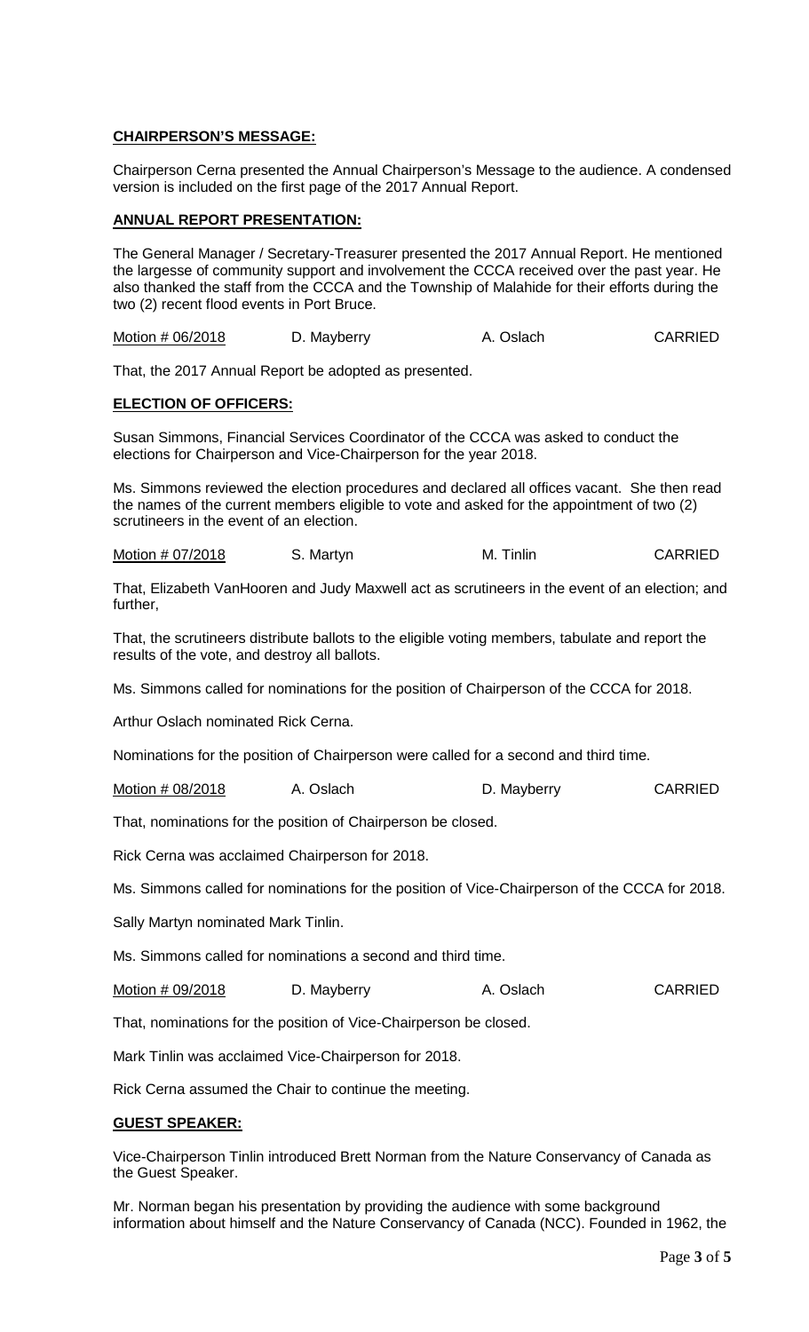**CHAIRPERSON'S MESSAGE:**

Chairperson Cerna presented the Annual Chairperson's Message to the audience. A condensed version is included on the first page of the 2017 Annual Report.

**ANNUAL REPORT PRESENTATION:**

The General Manager / Secretary-Treasurer presented the 2017 Annual Report. He mentioned the largesse of community support and involvement the CCCA received over the past year. He also thanked the staff from the CCCA and the Township of Malahide for their efforts during the two (2) recent flood events in Port Bruce.

| Motion # 06/2018 | D. Mayberry | A. Oslach | CARRIED |
|---|---|---|---|

That, the 2017 Annual Report be adopted as presented.

**ELECTION OF OFFICERS:**

Susan Simmons, Financial Services Coordinator of the CCCA was asked to conduct the elections for Chairperson and Vice-Chairperson for the year 2018.

Ms. Simmons reviewed the election procedures and declared all offices vacant. She then read the names of the current members eligible to vote and asked for the appointment of two (2) scrutineers in the event of an election.

| Motion # 07/2018 | S. Martyn | M. Tinlin | CARRIED |
|---|---|---|---|

That, Elizabeth VanHooren and Judy Maxwell act as scrutineers in the event of an election; and further,

That, the scrutineers distribute ballots to the eligible voting members, tabulate and report the results of the vote, and destroy all ballots.

Ms. Simmons called for nominations for the position of Chairperson of the CCCA for 2018.

Arthur Oslach nominated Rick Cerna.

Nominations for the position of Chairperson were called for a second and third time.

| Motion # 08/2018 | A. Oslach | D. Mayberry | CARRIED |
|---|---|---|---|

That, nominations for the position of Chairperson be closed.

Rick Cerna was acclaimed Chairperson for 2018.

Ms. Simmons called for nominations for the position of Vice-Chairperson of the CCCA for 2018.

Sally Martyn nominated Mark Tinlin.

Ms. Simmons called for nominations a second and third time.

| Motion # 09/2018 | D. Mayberry | A. Oslach | CARRIED |
|---|---|---|---|

That, nominations for the position of Vice-Chairperson be closed.

Mark Tinlin was acclaimed Vice-Chairperson for 2018.

Rick Cerna assumed the Chair to continue the meeting.

**GUEST SPEAKER:**

Vice-Chairperson Tinlin introduced Brett Norman from the Nature Conservancy of Canada as the Guest Speaker.

Mr. Norman began his presentation by providing the audience with some background information about himself and the Nature Conservancy of Canada (NCC). Founded in 1962, the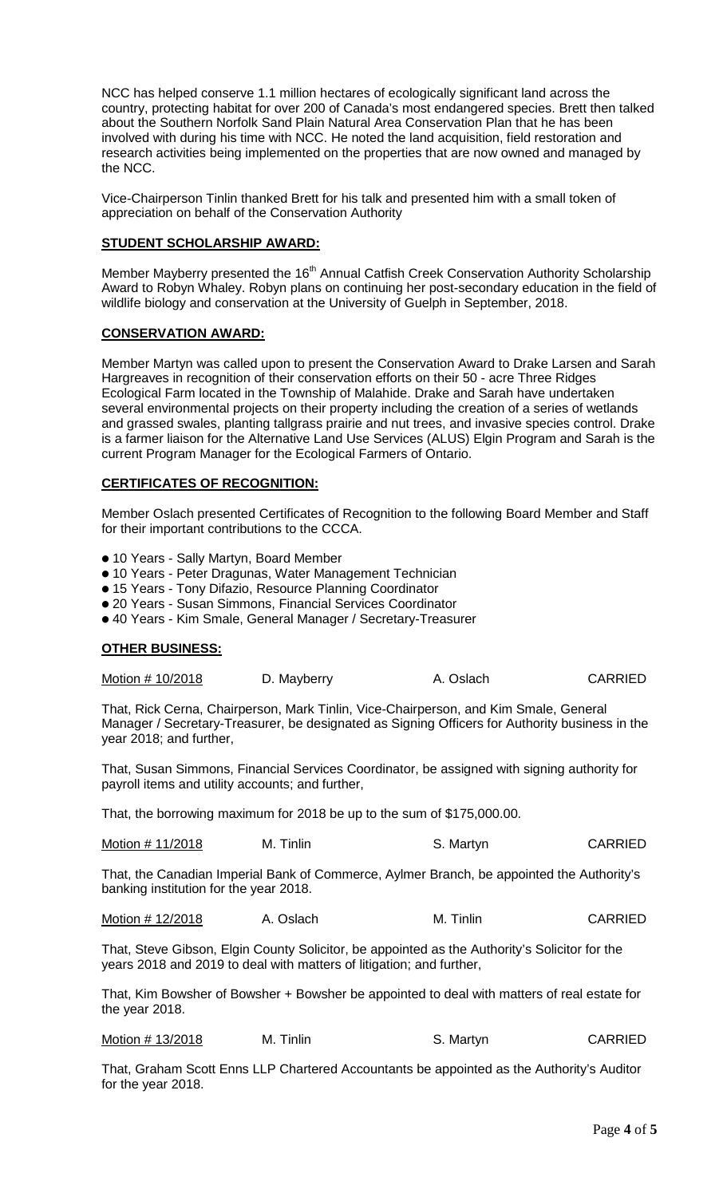NCC has helped conserve 1.1 million hectares of ecologically significant land across the country, protecting habitat for over 200 of Canada's most endangered species. Brett then talked about the Southern Norfolk Sand Plain Natural Area Conservation Plan that he has been involved with during his time with NCC. He noted the land acquisition, field restoration and research activities being implemented on the properties that are now owned and managed by the NCC.

Vice-Chairperson Tinlin thanked Brett for his talk and presented him with a small token of appreciation on behalf of the Conservation Authority

## STUDENT SCHOLARSHIP AWARD:

Member Mayberry presented the 16th Annual Catfish Creek Conservation Authority Scholarship Award to Robyn Whaley. Robyn plans on continuing her post-secondary education in the field of wildlife biology and conservation at the University of Guelph in September, 2018.

## CONSERVATION AWARD:

Member Martyn was called upon to present the Conservation Award to Drake Larsen and Sarah Hargreaves in recognition of their conservation efforts on their 50 - acre Three Ridges Ecological Farm located in the Township of Malahide. Drake and Sarah have undertaken several environmental projects on their property including the creation of a series of wetlands and grassed swales, planting tallgrass prairie and nut trees, and invasive species control. Drake is a farmer liaison for the Alternative Land Use Services (ALUS) Elgin Program and Sarah is the current Program Manager for the Ecological Farmers of Ontario.

## CERTIFICATES OF RECOGNITION:

Member Oslach presented Certificates of Recognition to the following Board Member and Staff for their important contributions to the CCCA.

- 10 Years - Sally Martyn, Board Member
- 10 Years - Peter Dragunas, Water Management Technician
- 15 Years - Tony Difazio, Resource Planning Coordinator
- 20 Years - Susan Simmons, Financial Services Coordinator
- 40 Years - Kim Smale, General Manager / Secretary-Treasurer

## OTHER BUSINESS:

| Motion # 10/2018 | D. Mayberry | A. Oslach | CARRIED |
|---|---|---|---|

That, Rick Cerna, Chairperson, Mark Tinlin, Vice-Chairperson, and Kim Smale, General Manager / Secretary-Treasurer, be designated as Signing Officers for Authority business in the year 2018; and further,

That, Susan Simmons, Financial Services Coordinator, be assigned with signing authority for payroll items and utility accounts; and further,

That, the borrowing maximum for 2018 be up to the sum of $175,000.00.

| Motion # 11/2018 | M. Tinlin | S. Martyn | CARRIED |
|---|---|---|---|

That, the Canadian Imperial Bank of Commerce, Aylmer Branch, be appointed the Authority's banking institution for the year 2018.

| Motion # 12/2018 | A. Oslach | M. Tinlin | CARRIED |
|---|---|---|---|

That, Steve Gibson, Elgin County Solicitor, be appointed as the Authority's Solicitor for the years 2018 and 2019 to deal with matters of litigation; and further,

That, Kim Bowsher of Bowsher + Bowsher be appointed to deal with matters of real estate for the year 2018.

| Motion # 13/2018 | M. Tinlin | S. Martyn | CARRIED |
|---|---|---|---|

That, Graham Scott Enns LLP Chartered Accountants be appointed as the Authority's Auditor for the year 2018.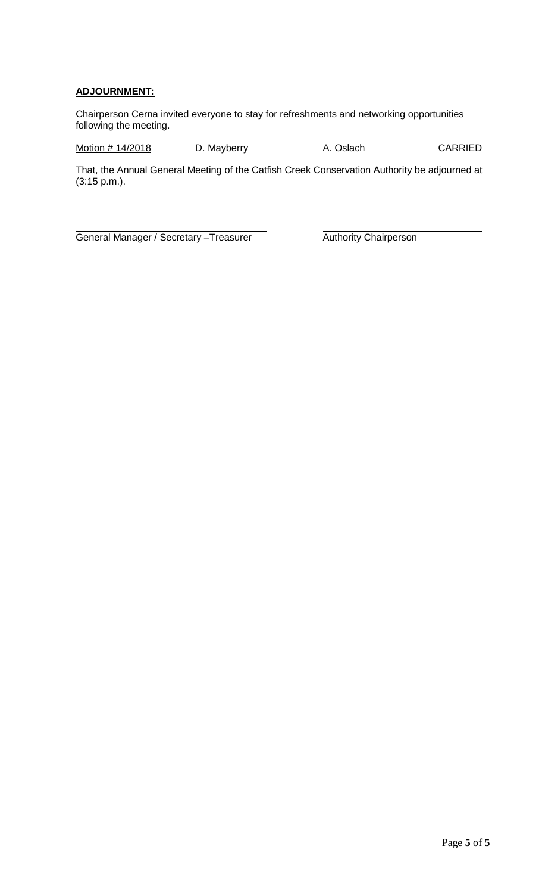**ADJOURNMENT:**

Chairperson Cerna invited everyone to stay for refreshments and networking opportunities following the meeting.

| | | | |
|---|---|---|---|
| Motion # 14/2018 | D. Mayberry | A. Oslach | CARRIED |

That, the Annual General Meeting of the Catfish Creek Conservation Authority be adjourned at (3:15 p.m.).

General Manager / Secretary –Treasurer

Authority Chairperson